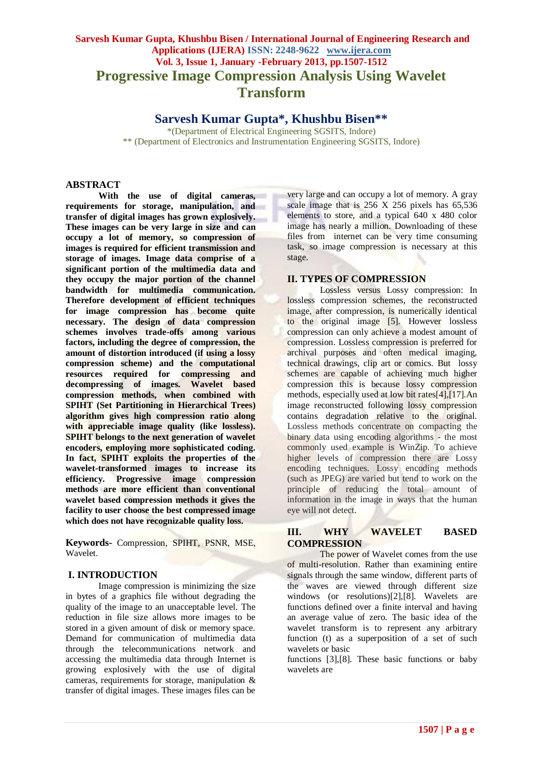# Progressive Image Compression Analysis Using Wavelet Transform

## Sarvesh Kumar Gupta*, Khushbu Bisen**

*(Department of Electrical Engineering SGSITS, Indore)
** (Department of Electronics and Instrumentation Engineering SGSITS, Indore)

## ABSTRACT

**With the use of digital cameras, requirements for storage, manipulation, and transfer of digital images has grown explosively. These images can be very large in size and can occupy a lot of memory, so compression of images is required for efficient transmission and storage of images. Image data comprise of a significant portion of the multimedia data and they occupy the major portion of the channel bandwidth for multimedia communication. Therefore development of efficient techniques for image compression has become quite necessary. The design of data compression schemes involves trade-offs among various factors, including the degree of compression, the amount of distortion introduced (if using a lossy compression scheme) and the computational resources required for compressing and decompressing of images. Wavelet based compression methods, when combined with SPIHT (Set Partitioning in Hierarchical Trees) algorithm gives high compression ratio along with appreciable image quality (like lossless). SPIHT belongs to the next generation of wavelet encoders, employing more sophisticated coding. In fact, SPIHT exploits the properties of the wavelet-transformed images to increase its efficiency. Progressive image compression methods are more efficient than conventional wavelet based compression methods it gives the facility to user choose the best compressed image which does not have recognizable quality loss.**

**Keywords-** Compression, SPIHT, PSNR, MSE, Wavelet.

## I. INTRODUCTION

Image compression is minimizing the size in bytes of a graphics file without degrading the quality of the image to an unacceptable level. The reduction in file size allows more images to be stored in a given amount of disk or memory space. Demand for communication of multimedia data through the telecommunications network and accessing the multimedia data through Internet is growing explosively with the use of digital cameras, requirements for storage, manipulation & transfer of digital images. These images files can be very large and can occupy a lot of memory. A gray scale image that is 256 X 256 pixels has 65,536 elements to store, and a typical 640 x 480 color image has nearly a million. Downloading of these files from internet can be very time consuming task, so image compression is necessary at this stage.

## II. TYPES OF COMPRESSION

Lossless versus Lossy compression: In lossless compression schemes, the reconstructed image, after compression, is numerically identical to the original image [5]. However lossless compression can only achieve a modest amount of compression. Lossless compression is preferred for archival purposes and often medical imaging, technical drawings, clip art or comics. But lossy schemes are capable of achieving much higher compression this is because lossy compression methods, especially used at low bit rates[4],[17].An image reconstructed following lossy compression contains degradation relative to the original. Lossless methods concentrate on compacting the binary data using encoding algorithms - the most commonly used example is WinZip. To achieve higher levels of compression there are Lossy encoding techniques. Lossy encoding methods (such as JPEG) are varied but tend to work on the principle of reducing the total amount of information in the image in ways that the human eye will not detect.

## III. WHY WAVELET BASED COMPRESSION

The power of Wavelet comes from the use of multi-resolution. Rather than examining entire signals through the same window, different parts of the waves are viewed through different size windows (or resolutions)[2],[8]. Wavelets are functions defined over a finite interval and having an average value of zero. The basic idea of the wavelet transform is to represent any arbitrary function (t) as a superposition of a set of such wavelets or basic functions [3],[8]. These basic functions or baby wavelets are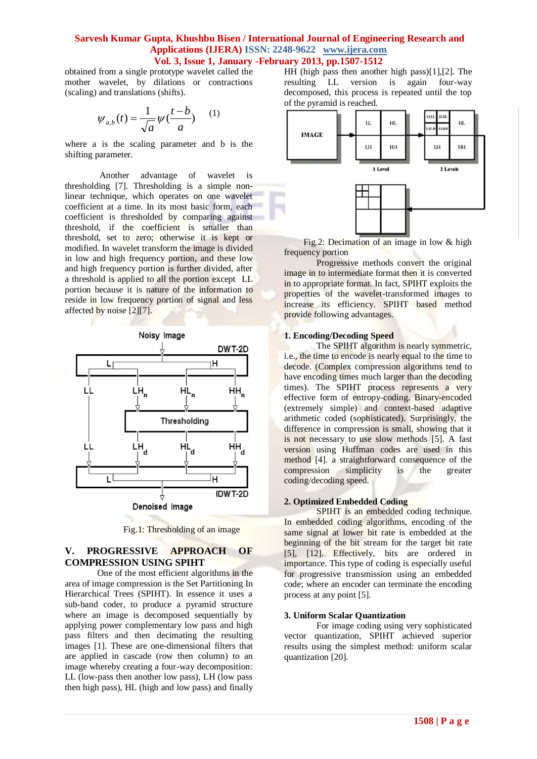obtained from a single prototype wavelet called the mother wavelet, by dilations or contractions (scaling) and translations (shifts).

$$\psi_{a,b}(t) = \frac{1}{\sqrt{a}}\psi\left(\frac{t-b}{a}\right) \quad (1)$$

where a is the scaling parameter and b is the shifting parameter.

Another advantage of wavelet is thresholding [7]. Thresholding is a simple non-linear technique, which operates on one wavelet coefficient at a time. In its most basic form, each coefficient is thresholded by comparing against threshold, if the coefficient is smaller than threshold, set to zero; otherwise it is kept or modified. In wavelet transform the image is divided in low and high frequency portion, and these low and high frequency portion is further divided, after a threshold is applied to all the portion except LL portion because it is nature of the information to reside in low frequency portion of signal and less affected by noise [2][7].

Fig.1: Thresholding of an image

## V. PROGRESSIVE APPROACH OF COMPRESSION USING SPIHT

One of the most efficient algorithms in the area of image compression is the Set Partitioning In Hierarchical Trees (SPIHT). In essence it uses a sub-band coder, to produce a pyramid structure where an image is decomposed sequentially by applying power complementary low pass and high pass filters and then decimating the resulting images [1]. These are one-dimensional filters that are applied in cascade (row then column) to an image whereby creating a four-way decomposition: LL (low-pass then another low pass), LH (low pass then high pass), HL (high and low pass) and finally HH (high pass then another high pass)[1],[2]. The resulting LL version is again four-way decomposed, this process is repeated until the top of the pyramid is reached.

Fig.2: Decimation of an image in low & high frequency portion

Progressive methods convert the original image in to intermediate format then it is converted in to appropriate format. In fact, SPIHT exploits the properties of the wavelet-transformed images to increase its efficiency. SPIHT based method provide following advantages.

### 1. Encoding/Decoding Speed

The SPIHT algorithm is nearly symmetric, i.e., the time to encode is nearly equal to the time to decode. (Complex compression algorithms tend to have encoding times much larger than the decoding times). The SPIHT process represents a very effective form of entropy-coding. Binary-encoded (extremely simple) and context-based adaptive arithmetic coded (sophisticated). Surprisingly, the difference in compression is small, showing that it is not necessary to use slow methods [5]. A fast version using Huffman codes are used in this method [4]. a straightforward consequence of the compression simplicity is the greater coding/decoding speed.

### 2. Optimized Embedded Coding

SPIHT is an embedded coding technique. In embedded coding algorithms, encoding of the same signal at lower bit rate is embedded at the beginning of the bit stream for the target bit rate [5], [12]. Effectively, bits are ordered in importance. This type of coding is especially useful for progressive transmission using an embedded code; where an encoder can terminate the encoding process at any point [5].

### 3. Uniform Scalar Quantization

For image coding using very sophisticated vector quantization, SPIHT achieved superior results using the simplest method: uniform scalar quantization [20].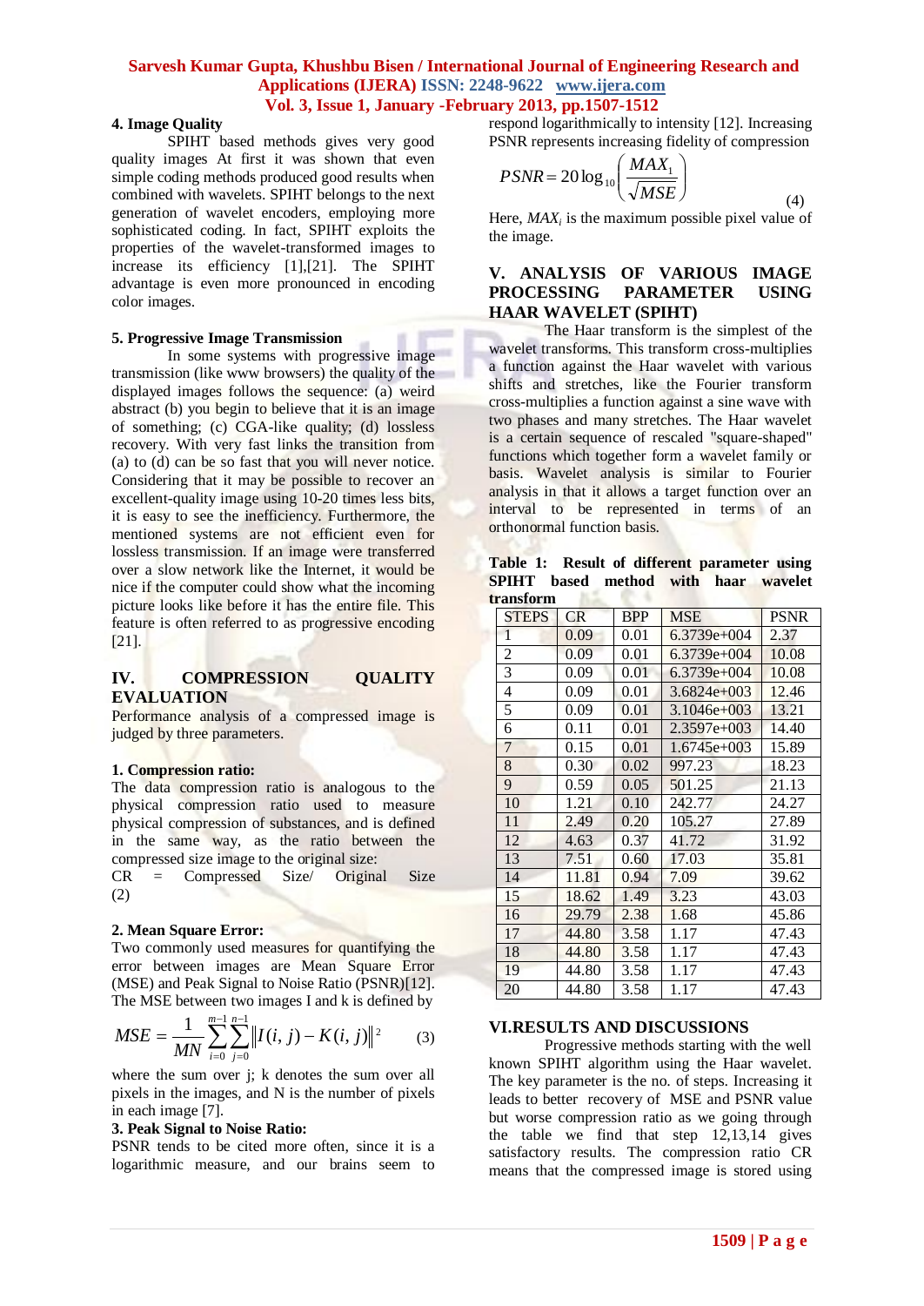### 4. Image Quality

SPIHT based methods gives very good quality images At first it was shown that even simple coding methods produced good results when combined with wavelets. SPIHT belongs to the next generation of wavelet encoders, employing more sophisticated coding. In fact, SPIHT exploits the properties of the wavelet-transformed images to increase its efficiency [1],[21]. The SPIHT advantage is even more pronounced in encoding color images.

### 5. Progressive Image Transmission

In some systems with progressive image transmission (like www browsers) the quality of the displayed images follows the sequence: (a) weird abstract (b) you begin to believe that it is an image of something; (c) CGA-like quality; (d) lossless recovery. With very fast links the transition from (a) to (d) can be so fast that you will never notice. Considering that it may be possible to recover an excellent-quality image using 10-20 times less bits, it is easy to see the inefficiency. Furthermore, the mentioned systems are not efficient even for lossless transmission. If an image were transferred over a slow network like the Internet, it would be nice if the computer could show what the incoming picture looks like before it has the entire file. This feature is often referred to as progressive encoding [21].

## IV. COMPRESSION QUALITY EVALUATION

Performance analysis of a compressed image is judged by three parameters.

### 1. Compression ratio:

The data compression ratio is analogous to the physical compression ratio used to measure physical compression of substances, and is defined in the same way, as the ratio between the compressed size image to the original size:

CR = Compressed Size/ Original Size (2)

### 2. Mean Square Error:

Two commonly used measures for quantifying the error between images are Mean Square Error (MSE) and Peak Signal to Noise Ratio (PSNR)[12]. The MSE between two images I and k is defined by

$$MSE = \frac{1}{MN}\sum_{i=0}^{m-1}\sum_{j=0}^{n-1}\left\| I(i,j) - K(i,j) \right\|^{2} \qquad (3)$$

where the sum over j; k denotes the sum over all pixels in the images, and N is the number of pixels in each image [7].

### 3. Peak Signal to Noise Ratio:

PSNR tends to be cited more often, since it is a logarithmic measure, and our brains seem to respond logarithmically to intensity [12]. Increasing PSNR represents increasing fidelity of compression

$$PSNR = 20\log_{10}\left(\frac{MAX_1}{\sqrt{MSE}}\right) \qquad (4)$$

Here, $MAX_i$ is the maximum possible pixel value of the image.

## V. ANALYSIS OF VARIOUS IMAGE PROCESSING PARAMETER USING HAAR WAVELET (SPIHT)

The Haar transform is the simplest of the wavelet transforms. This transform cross-multiplies a function against the Haar wavelet with various shifts and stretches, like the Fourier transform cross-multiplies a function against a sine wave with two phases and many stretches. The Haar wavelet is a certain sequence of rescaled "square-shaped" functions which together form a wavelet family or basis. Wavelet analysis is similar to Fourier analysis in that it allows a target function over an interval to be represented in terms of an orthonormal function basis.

**Table 1: Result of different parameter using SPIHT based method with haar wavelet transform**

| STEPS | CR | BPP | MSE | PSNR |
|---|---|---|---|---|
| 1 | 0.09 | 0.01 | 6.3739e+004 | 2.37 |
| 2 | 0.09 | 0.01 | 6.3739e+004 | 10.08 |
| 3 | 0.09 | 0.01 | 6.3739e+004 | 10.08 |
| 4 | 0.09 | 0.01 | 3.6824e+003 | 12.46 |
| 5 | 0.09 | 0.01 | 3.1046e+003 | 13.21 |
| 6 | 0.11 | 0.01 | 2.3597e+003 | 14.40 |
| 7 | 0.15 | 0.01 | 1.6745e+003 | 15.89 |
| 8 | 0.30 | 0.02 | 997.23 | 18.23 |
| 9 | 0.59 | 0.05 | 501.25 | 21.13 |
| 10 | 1.21 | 0.10 | 242.77 | 24.27 |
| 11 | 2.49 | 0.20 | 105.27 | 27.89 |
| 12 | 4.63 | 0.37 | 41.72 | 31.92 |
| 13 | 7.51 | 0.60 | 17.03 | 35.81 |
| 14 | 11.81 | 0.94 | 7.09 | 39.62 |
| 15 | 18.62 | 1.49 | 3.23 | 43.03 |
| 16 | 29.79 | 2.38 | 1.68 | 45.86 |
| 17 | 44.80 | 3.58 | 1.17 | 47.43 |
| 18 | 44.80 | 3.58 | 1.17 | 47.43 |
| 19 | 44.80 | 3.58 | 1.17 | 47.43 |
| 20 | 44.80 | 3.58 | 1.17 | 47.43 |

## VI.RESULTS AND DISCUSSIONS

Progressive methods starting with the well known SPIHT algorithm using the Haar wavelet. The key parameter is the no. of steps. Increasing it leads to better recovery of MSE and PSNR value but worse compression ratio as we going through the table we find that step 12,13,14 gives satisfactory results. The compression ratio CR means that the compressed image is stored using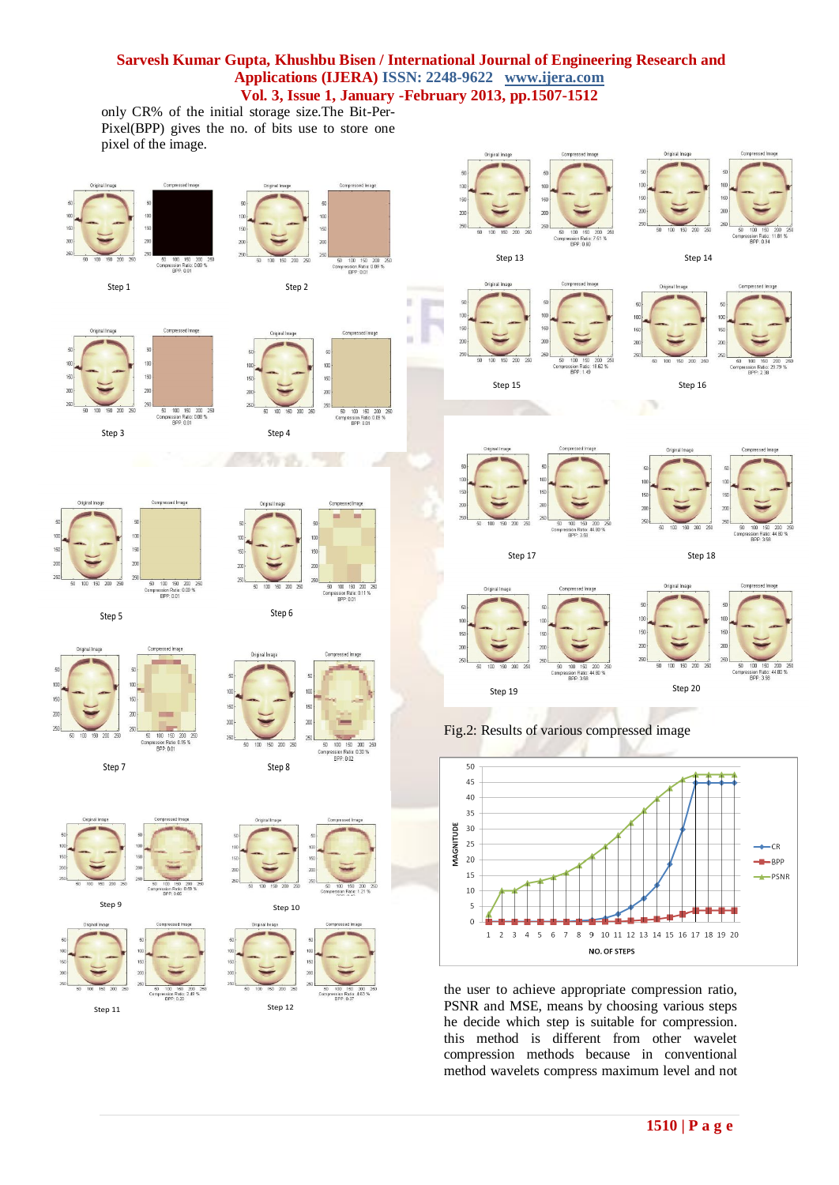only CR% of the initial storage size.The Bit-Per-Pixel(BPP) gives the no. of bits use to store one pixel of the image.

Fig.2: Results of various compressed image

the user to achieve appropriate compression ratio, PSNR and MSE, means by choosing various steps he decide which step is suitable for compression. this method is different from other wavelet compression methods because in conventional method wavelets compress maximum level and not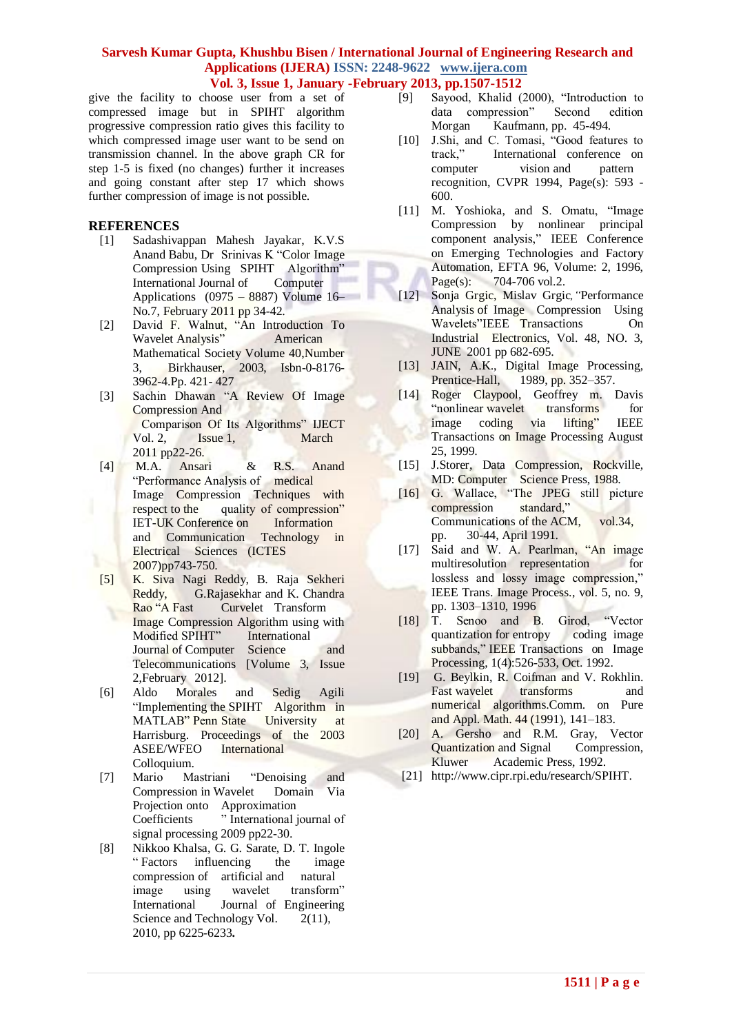give the facility to choose user from a set of compressed image but in SPIHT algorithm progressive compression ratio gives this facility to which compressed image user want to be send on transmission channel. In the above graph CR for step 1-5 is fixed (no changes) further it increases and going constant after step 17 which shows further compression of image is not possible.

## REFERENCES

[1] Sadashivappan Mahesh Jayakar, K.V.S Anand Babu, Dr Srinivas K "Color Image Compression Using SPIHT Algorithm" International Journal of Computer Applications (0975 – 8887) Volume 16– No.7, February 2011 pp 34-42.

[2] David F. Walnut, "An Introduction To Wavelet Analysis" American Mathematical Society Volume 40,Number 3, Birkhauser, 2003, Isbn-0-8176-3962-4.Pp. 421- 427

[3] Sachin Dhawan "A Review Of Image Compression And Comparison Of Its Algorithms" IJECT Vol. 2, Issue 1, March 2011 pp22-26.

[4] M.A. Ansari & R.S. Anand "Performance Analysis of medical Image Compression Techniques with respect to the quality of compression" IET-UK Conference on Information and Communication Technology in Electrical Sciences (ICTES 2007)pp743-750.

[5] K. Siva Nagi Reddy, B. Raja Sekheri Reddy, G.Rajasekhar and K. Chandra Rao "A Fast Curvelet Transform Image Compression Algorithm using with Modified SPIHT" International Journal of Computer Science and Telecommunications [Volume 3, Issue 2,February 2012].

[6] Aldo Morales and Sedig Agili "Implementing the SPIHT Algorithm in MATLAB" Penn State University at Harrisburg. Proceedings of the 2003 ASEE/WFEO International Colloquium.

[7] Mario Mastriani "Denoising and Compression in Wavelet Domain Via Projection onto Approximation Coefficients " International journal of signal processing 2009 pp22-30.

[8] Nikkoo Khalsa, G. G. Sarate, D. T. Ingole " Factors influencing the image compression of artificial and natural image using wavelet transform" International Journal of Engineering Science and Technology Vol. 2(11), 2010, pp 6225-6233.

[9] Sayood, Khalid (2000), "Introduction to data compression" Second edition Morgan Kaufmann, pp. 45-494.

[10] J.Shi, and C. Tomasi, "Good features to track," International conference on computer vision and pattern recognition, CVPR 1994, Page(s): 593 - 600.

[11] M. Yoshioka, and S. Omatu, "Image Compression by nonlinear principal component analysis," IEEE Conference on Emerging Technologies and Factory Automation, EFTA 96, Volume: 2, 1996, Page(s): 704-706 vol.2.

[12] Sonja Grgic, Mislav Grgic, "Performance Analysis of Image Compression Using Wavelets"IEEE Transactions On Industrial Electronics, Vol. 48, NO. 3, JUNE 2001 pp 682-695.

[13] JAIN, A.K., Digital Image Processing, Prentice-Hall, 1989, pp. 352–357.

[14] Roger Claypool, Geoffrey m. Davis "nonlinear wavelet transforms for image coding via lifting" IEEE Transactions on Image Processing August 25, 1999.

[15] J.Storer, Data Compression, Rockville, MD: Computer Science Press, 1988.

[16] G. Wallace, "The JPEG still picture compression standard," Communications of the ACM, vol.34, pp. 30-44, April 1991.

[17] Said and W. A. Pearlman, "An image multiresolution representation for lossless and lossy image compression," IEEE Trans. Image Process., vol. 5, no. 9, pp. 1303–1310, 1996

[18] T. Senoo and B. Girod, "Vector quantization for entropy coding image subbands," IEEE Transactions on Image Processing, 1(4):526-533, Oct. 1992.

[19] G. Beylkin, R. Coifman and V. Rokhlin. Fast wavelet transforms and numerical algorithms.Comm. on Pure and Appl. Math. 44 (1991), 141–183.

[20] A. Gersho and R.M. Gray, Vector Quantization and Signal Compression, Kluwer Academic Press, 1992.

[21] http://www.cipr.rpi.edu/research/SPIHT.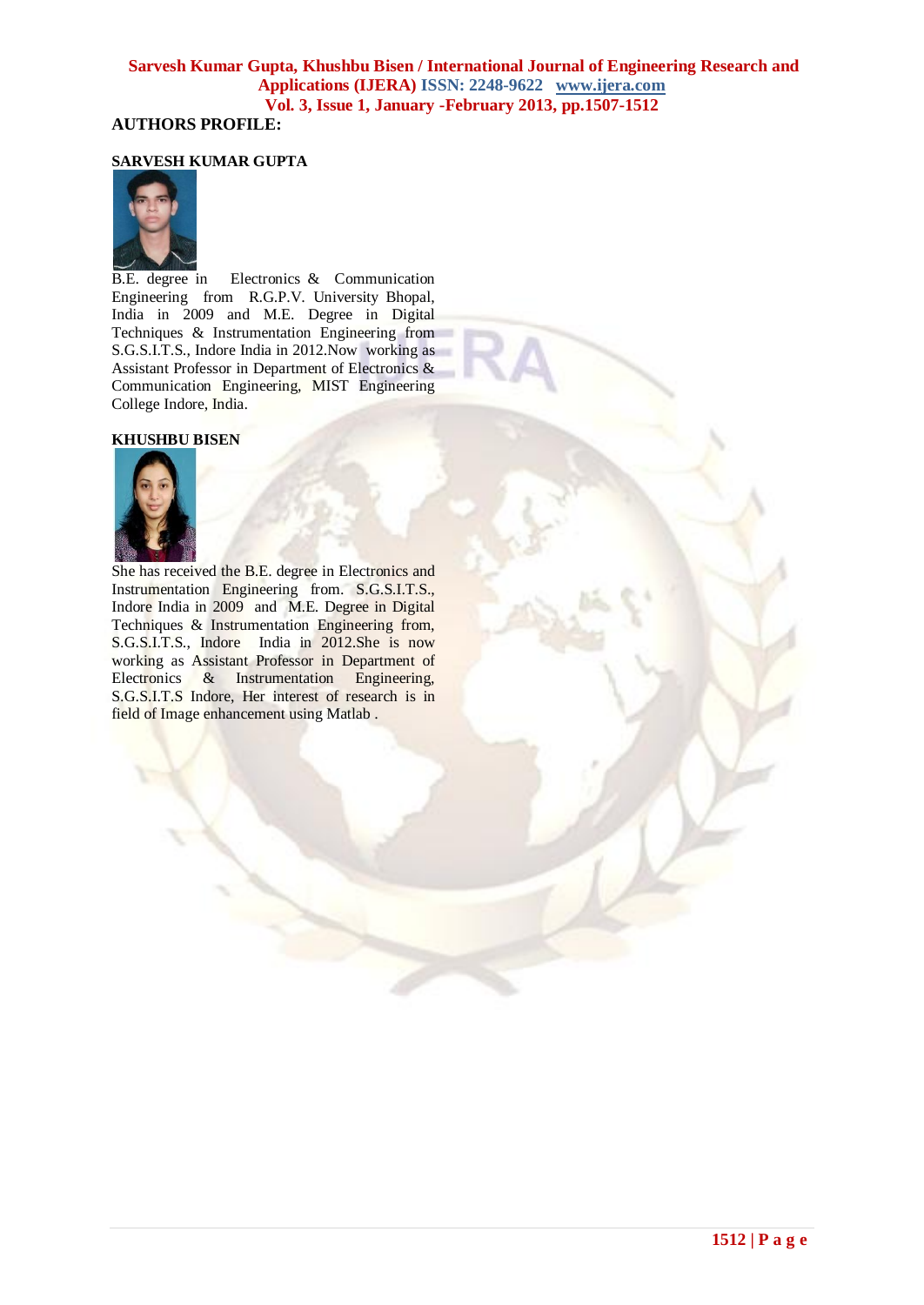**AUTHORS PROFILE:**

**SARVESH KUMAR GUPTA**

B.E. degree in Electronics & Communication Engineering from R.G.P.V. University Bhopal, India in 2009 and M.E. Degree in Digital Techniques & Instrumentation Engineering from S.G.S.I.T.S., Indore India in 2012.Now working as Assistant Professor in Department of Electronics & Communication Engineering, MIST Engineering College Indore, India.

**KHUSHBU BISEN**

She has received the B.E. degree in Electronics and Instrumentation Engineering from. S.G.S.I.T.S., Indore India in 2009 and M.E. Degree in Digital Techniques & Instrumentation Engineering from, S.G.S.I.T.S., Indore India in 2012.She is now working as Assistant Professor in Department of Electronics & Instrumentation Engineering, S.G.S.I.T.S Indore, Her interest of research is in field of Image enhancement using Matlab .